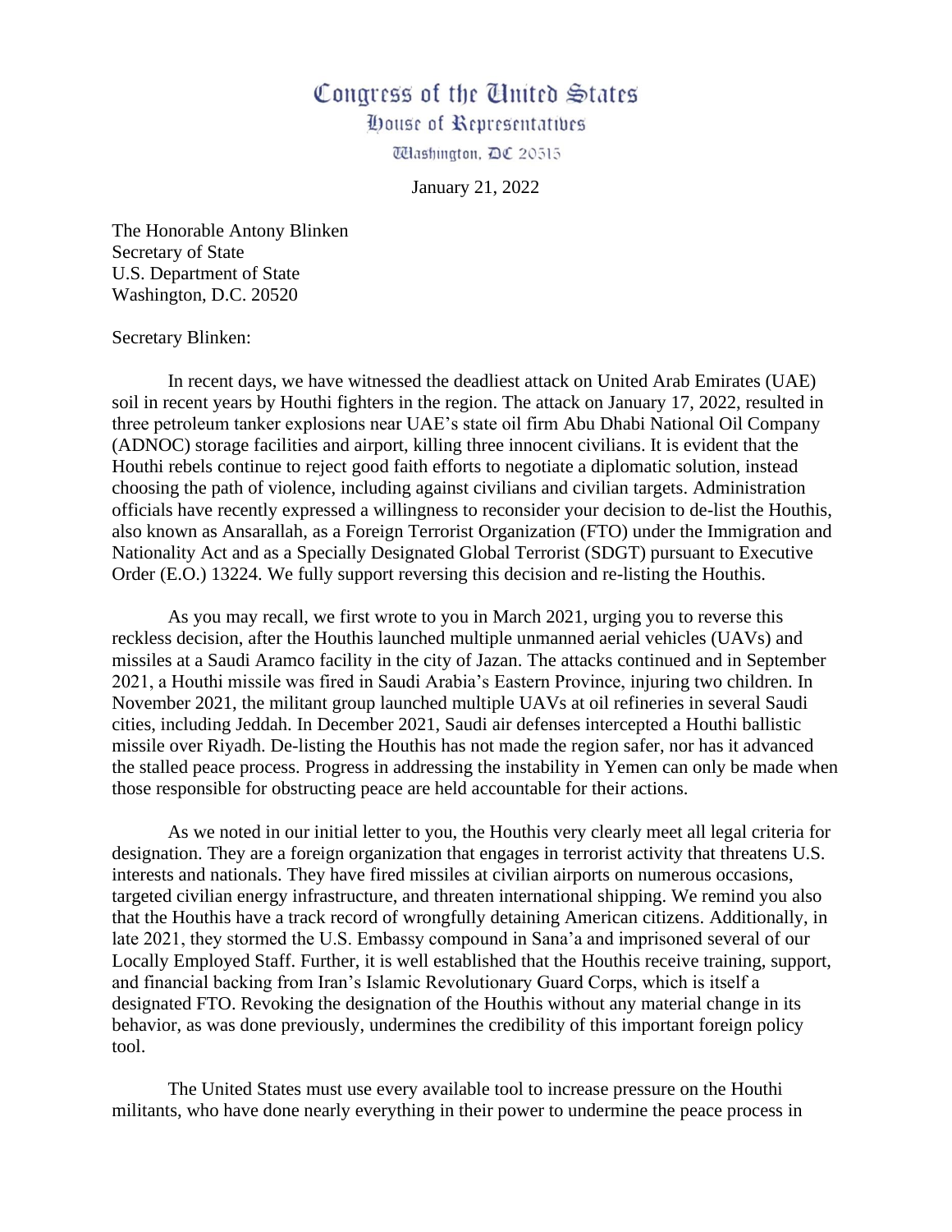# Congress of the United States
## House of Representatives
Washington, DC 20515

January 21, 2022

The Honorable Antony Blinken
Secretary of State
U.S. Department of State
Washington, D.C. 20520

Secretary Blinken:

In recent days, we have witnessed the deadliest attack on United Arab Emirates (UAE) soil in recent years by Houthi fighters in the region. The attack on January 17, 2022, resulted in three petroleum tanker explosions near UAE's state oil firm Abu Dhabi National Oil Company (ADNOC) storage facilities and airport, killing three innocent civilians. It is evident that the Houthi rebels continue to reject good faith efforts to negotiate a diplomatic solution, instead choosing the path of violence, including against civilians and civilian targets. Administration officials have recently expressed a willingness to reconsider your decision to de-list the Houthis, also known as Ansarallah, as a Foreign Terrorist Organization (FTO) under the Immigration and Nationality Act and as a Specially Designated Global Terrorist (SDGT) pursuant to Executive Order (E.O.) 13224. We fully support reversing this decision and re-listing the Houthis.

As you may recall, we first wrote to you in March 2021, urging you to reverse this reckless decision, after the Houthis launched multiple unmanned aerial vehicles (UAVs) and missiles at a Saudi Aramco facility in the city of Jazan. The attacks continued and in September 2021, a Houthi missile was fired in Saudi Arabia's Eastern Province, injuring two children. In November 2021, the militant group launched multiple UAVs at oil refineries in several Saudi cities, including Jeddah. In December 2021, Saudi air defenses intercepted a Houthi ballistic missile over Riyadh. De-listing the Houthis has not made the region safer, nor has it advanced the stalled peace process. Progress in addressing the instability in Yemen can only be made when those responsible for obstructing peace are held accountable for their actions.

As we noted in our initial letter to you, the Houthis very clearly meet all legal criteria for designation. They are a foreign organization that engages in terrorist activity that threatens U.S. interests and nationals. They have fired missiles at civilian airports on numerous occasions, targeted civilian energy infrastructure, and threaten international shipping. We remind you also that the Houthis have a track record of wrongfully detaining American citizens. Additionally, in late 2021, they stormed the U.S. Embassy compound in Sana'a and imprisoned several of our Locally Employed Staff. Further, it is well established that the Houthis receive training, support, and financial backing from Iran's Islamic Revolutionary Guard Corps, which is itself a designated FTO. Revoking the designation of the Houthis without any material change in its behavior, as was done previously, undermines the credibility of this important foreign policy tool.

The United States must use every available tool to increase pressure on the Houthi militants, who have done nearly everything in their power to undermine the peace process in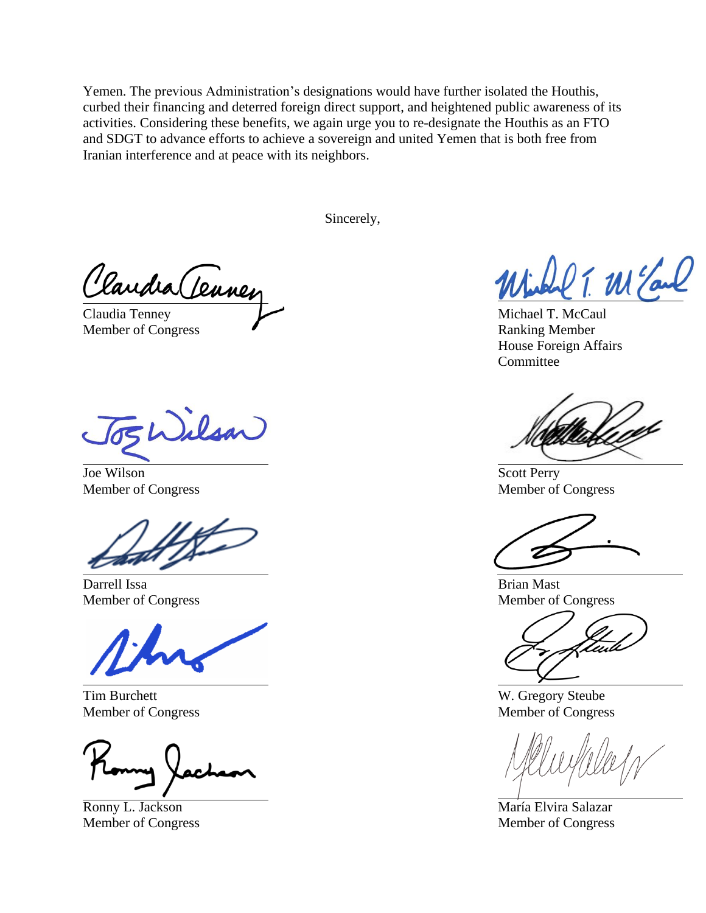Yemen. The previous Administration's designations would have further isolated the Houthis, curbed their financing and deterred foreign direct support, and heightened public awareness of its activities. Considering these benefits, we again urge you to re-designate the Houthis as an FTO and SDGT to advance efforts to achieve a sovereign and united Yemen that is both free from Iranian interference and at peace with its neighbors.

Sincerely,

Claudia Tenney
Member of Congress

Michael T. McCaul
Ranking Member
House Foreign Affairs Committee

Joe Wilson
Member of Congress

Scott Perry
Member of Congress

Darrell Issa
Member of Congress

Brian Mast
Member of Congress

Tim Burchett
Member of Congress

W. Gregory Steube
Member of Congress

Ronny L. Jackson
Member of Congress

María Elvira Salazar
Member of Congress